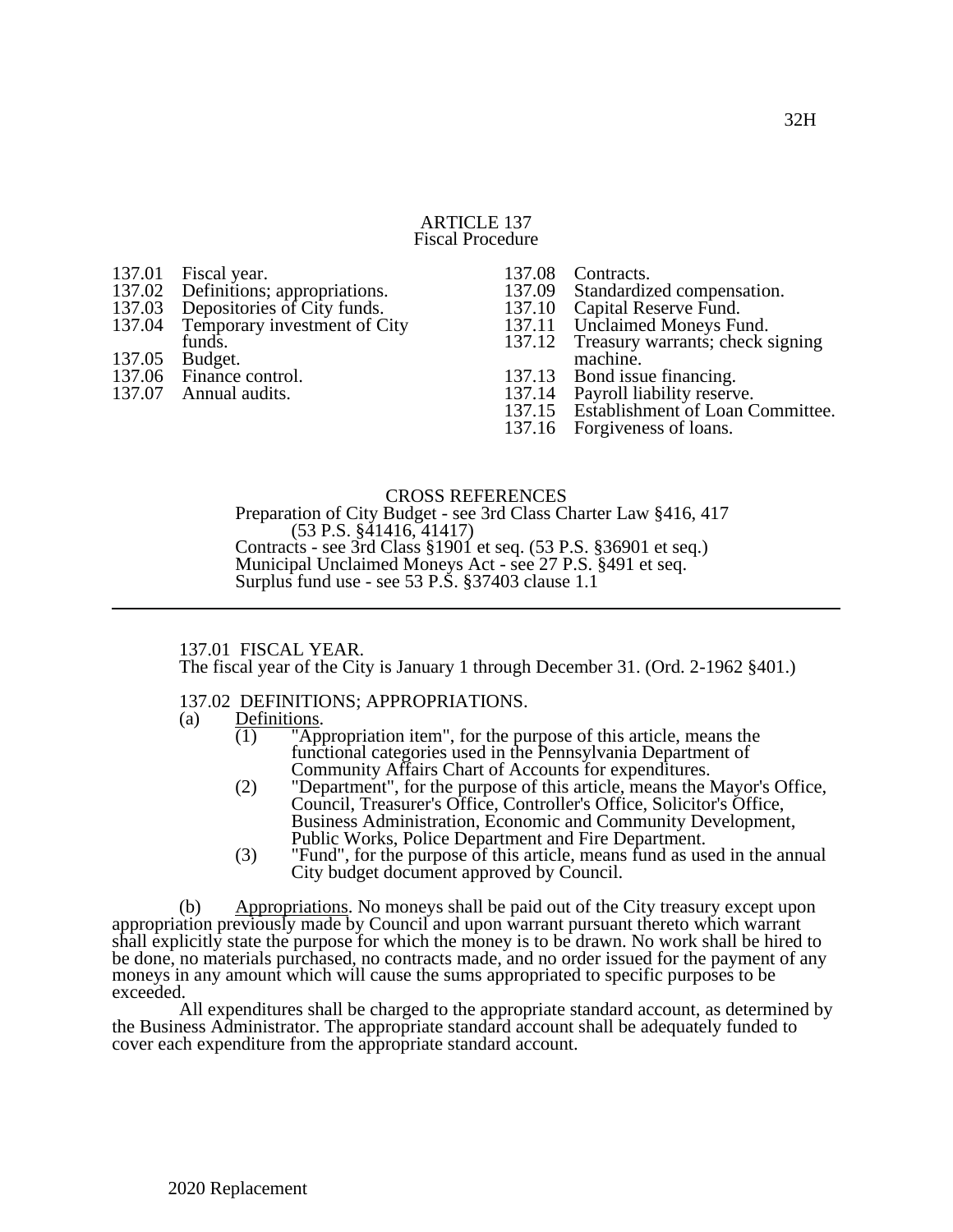# ARTICLE 137
## Fiscal Procedure

137.01 Fiscal year.
137.02 Definitions; appropriations.
137.03 Depositories of City funds.
137.04 Temporary investment of City funds.
137.05 Budget.
137.06 Finance control.
137.07 Annual audits.
137.08 Contracts.
137.09 Standardized compensation.
137.10 Capital Reserve Fund.
137.11 Unclaimed Moneys Fund.
137.12 Treasury warrants; check signing machine.
137.13 Bond issue financing.
137.14 Payroll liability reserve.
137.15 Establishment of Loan Committee.
137.16 Forgiveness of loans.

CROSS REFERENCES
Preparation of City Budget - see 3rd Class Charter Law §416, 417 (53 P.S. §41416, 41417)
Contracts - see 3rd Class §1901 et seq. (53 P.S. §36901 et seq.)
Municipal Unclaimed Moneys Act - see 27 P.S. §491 et seq.
Surplus fund use - see 53 P.S. §37403 clause 1.1

---

### 137.01 FISCAL YEAR.
The fiscal year of the City is January 1 through December 31. (Ord. 2-1962 §401.)

### 137.02 DEFINITIONS; APPROPRIATIONS.
(a) Definitions.
(1) "Appropriation item", for the purpose of this article, means the functional categories used in the Pennsylvania Department of Community Affairs Chart of Accounts for expenditures.
(2) "Department", for the purpose of this article, means the Mayor's Office, Council, Treasurer's Office, Controller's Office, Solicitor's Office, Business Administration, Economic and Community Development, Public Works, Police Department and Fire Department.
(3) "Fund", for the purpose of this article, means fund as used in the annual City budget document approved by Council.

(b) Appropriations. No moneys shall be paid out of the City treasury except upon appropriation previously made by Council and upon warrant pursuant thereto which warrant shall explicitly state the purpose for which the money is to be drawn. No work shall be hired to be done, no materials purchased, no contracts made, and no order issued for the payment of any moneys in any amount which will cause the sums appropriated to specific purposes to be exceeded.

All expenditures shall be charged to the appropriate standard account, as determined by the Business Administrator. The appropriate standard account shall be adequately funded to cover each expenditure from the appropriate standard account.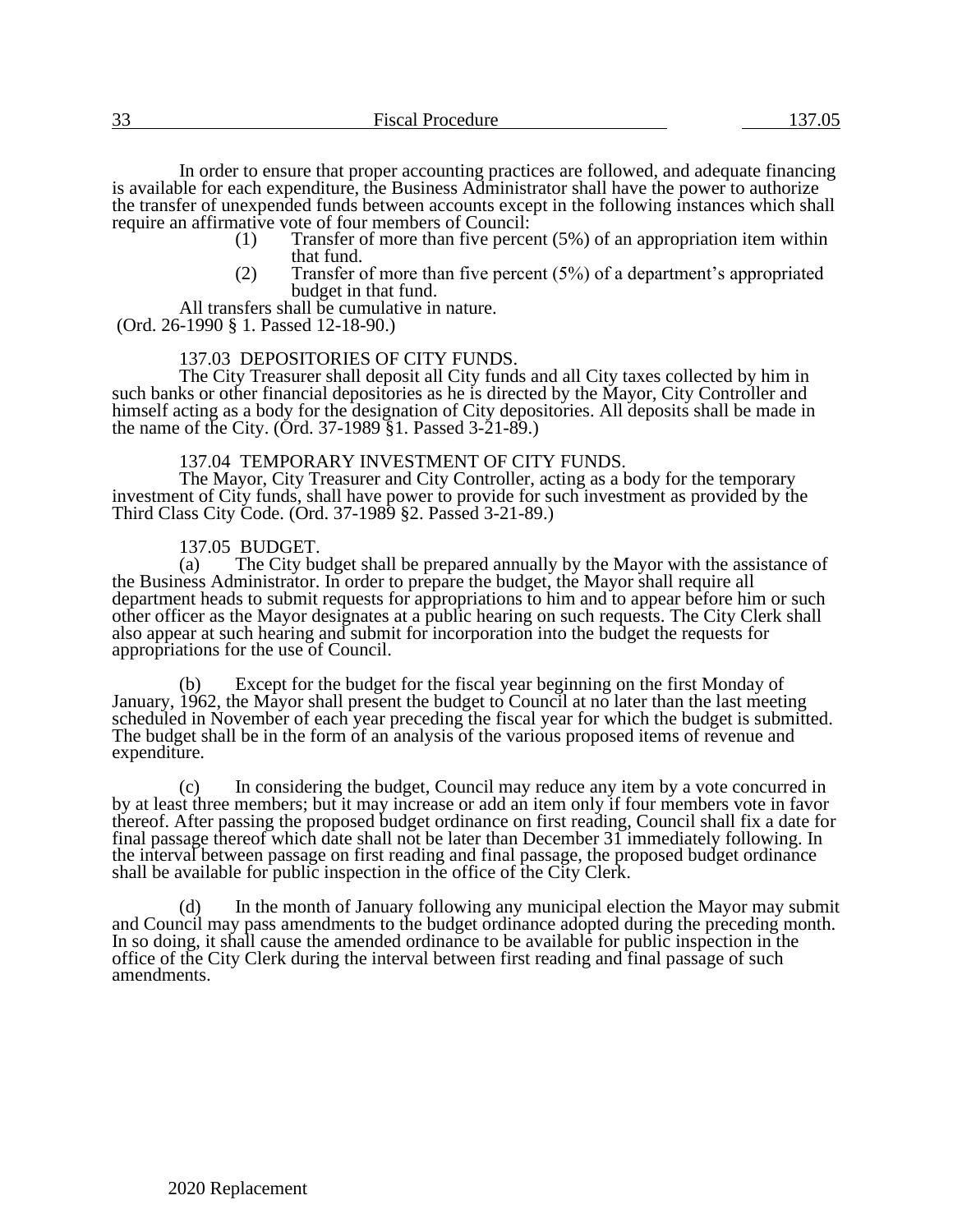In order to ensure that proper accounting practices are followed, and adequate financing is available for each expenditure, the Business Administrator shall have the power to authorize the transfer of unexpended funds between accounts except in the following instances which shall require an affirmative vote of four members of Council:

(1) Transfer of more than five percent (5%) of an appropriation item within that fund.

(2) Transfer of more than five percent (5%) of a department's appropriated budget in that fund.

All transfers shall be cumulative in nature.
(Ord. 26-1990 § 1. Passed 12-18-90.)

### 137.03 DEPOSITORIES OF CITY FUNDS.

The City Treasurer shall deposit all City funds and all City taxes collected by him in such banks or other financial depositories as he is directed by the Mayor, City Controller and himself acting as a body for the designation of City depositories. All deposits shall be made in the name of the City. (Ord. 37-1989 §1. Passed 3-21-89.)

### 137.04 TEMPORARY INVESTMENT OF CITY FUNDS.

The Mayor, City Treasurer and City Controller, acting as a body for the temporary investment of City funds, shall have power to provide for such investment as provided by the Third Class City Code. (Ord. 37-1989 §2. Passed 3-21-89.)

### 137.05 BUDGET.

(a) The City budget shall be prepared annually by the Mayor with the assistance of the Business Administrator. In order to prepare the budget, the Mayor shall require all department heads to submit requests for appropriations to him and to appear before him or such other officer as the Mayor designates at a public hearing on such requests. The City Clerk shall also appear at such hearing and submit for incorporation into the budget the requests for appropriations for the use of Council.

(b) Except for the budget for the fiscal year beginning on the first Monday of January, 1962, the Mayor shall present the budget to Council at no later than the last meeting scheduled in November of each year preceding the fiscal year for which the budget is submitted. The budget shall be in the form of an analysis of the various proposed items of revenue and expenditure.

(c) In considering the budget, Council may reduce any item by a vote concurred in by at least three members; but it may increase or add an item only if four members vote in favor thereof. After passing the proposed budget ordinance on first reading, Council shall fix a date for final passage thereof which date shall not be later than December 31 immediately following. In the interval between passage on first reading and final passage, the proposed budget ordinance shall be available for public inspection in the office of the City Clerk.

(d) In the month of January following any municipal election the Mayor may submit and Council may pass amendments to the budget ordinance adopted during the preceding month. In so doing, it shall cause the amended ordinance to be available for public inspection in the office of the City Clerk during the interval between first reading and final passage of such amendments.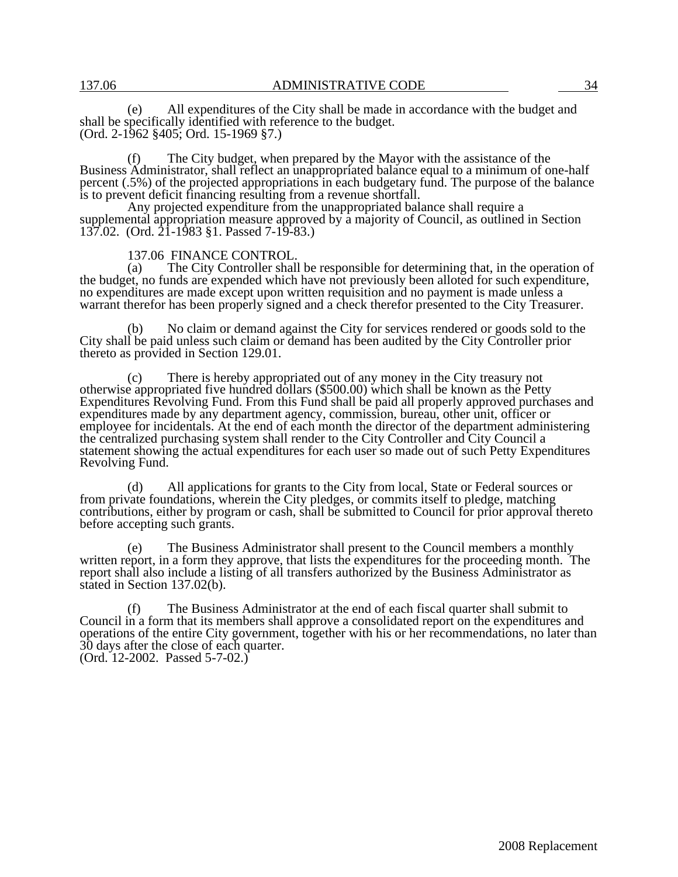(e) All expenditures of the City shall be made in accordance with the budget and shall be specifically identified with reference to the budget.
(Ord. 2-1962 §405; Ord. 15-1969 §7.)

(f) The City budget, when prepared by the Mayor with the assistance of the Business Administrator, shall reflect an unappropriated balance equal to a minimum of one-half percent (.5%) of the projected appropriations in each budgetary fund. The purpose of the balance is to prevent deficit financing resulting from a revenue shortfall.

Any projected expenditure from the unappropriated balance shall require a supplemental appropriation measure approved by a majority of Council, as outlined in Section 137.02. (Ord. 21-1983 §1. Passed 7-19-83.)

137.06 FINANCE CONTROL.

(a) The City Controller shall be responsible for determining that, in the operation of the budget, no funds are expended which have not previously been alloted for such expenditure, no expenditures are made except upon written requisition and no payment is made unless a warrant therefor has been properly signed and a check therefor presented to the City Treasurer.

(b) No claim or demand against the City for services rendered or goods sold to the City shall be paid unless such claim or demand has been audited by the City Controller prior thereto as provided in Section 129.01.

(c) There is hereby appropriated out of any money in the City treasury not otherwise appropriated five hundred dollars ($500.00) which shall be known as the Petty Expenditures Revolving Fund. From this Fund shall be paid all properly approved purchases and expenditures made by any department agency, commission, bureau, other unit, officer or employee for incidentals. At the end of each month the director of the department administering the centralized purchasing system shall render to the City Controller and City Council a statement showing the actual expenditures for each user so made out of such Petty Expenditures Revolving Fund.

(d) All applications for grants to the City from local, State or Federal sources or from private foundations, wherein the City pledges, or commits itself to pledge, matching contributions, either by program or cash, shall be submitted to Council for prior approval thereto before accepting such grants.

(e) The Business Administrator shall present to the Council members a monthly written report, in a form they approve, that lists the expenditures for the proceeding month. The report shall also include a listing of all transfers authorized by the Business Administrator as stated in Section 137.02(b).

(f) The Business Administrator at the end of each fiscal quarter shall submit to Council in a form that its members shall approve a consolidated report on the expenditures and operations of the entire City government, together with his or her recommendations, no later than 30 days after the close of each quarter.
(Ord. 12-2002. Passed 5-7-02.)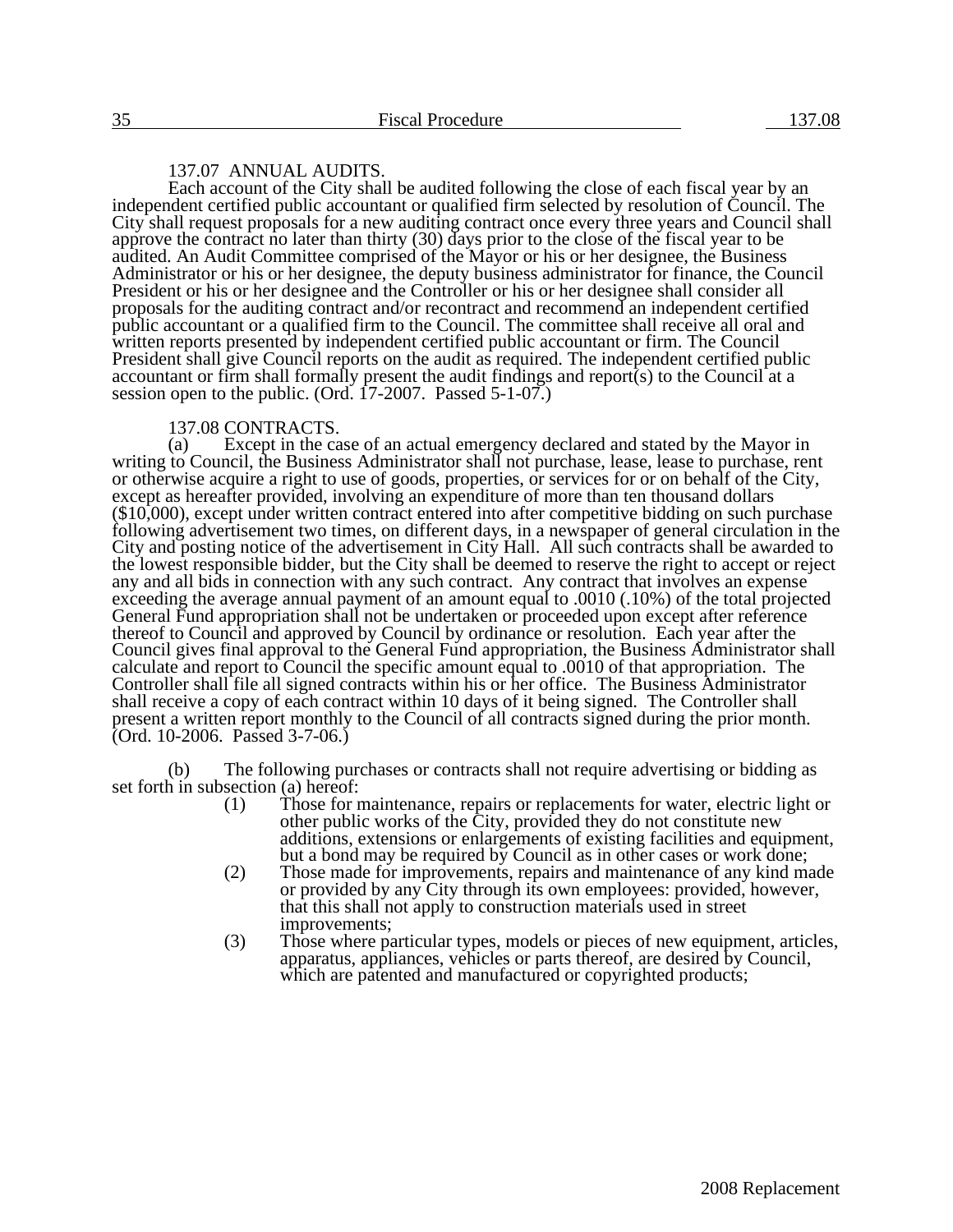## 137.07 ANNUAL AUDITS.

Each account of the City shall be audited following the close of each fiscal year by an independent certified public accountant or qualified firm selected by resolution of Council. The City shall request proposals for a new auditing contract once every three years and Council shall approve the contract no later than thirty (30) days prior to the close of the fiscal year to be audited. An Audit Committee comprised of the Mayor or his or her designee, the Business Administrator or his or her designee, the deputy business administrator for finance, the Council President or his or her designee and the Controller or his or her designee shall consider all proposals for the auditing contract and/or recontract and recommend an independent certified public accountant or a qualified firm to the Council. The committee shall receive all oral and written reports presented by independent certified public accountant or firm. The Council President shall give Council reports on the audit as required. The independent certified public accountant or firm shall formally present the audit findings and report(s) to the Council at a session open to the public. (Ord. 17-2007. Passed 5-1-07.)

## 137.08 CONTRACTS.

(a) Except in the case of an actual emergency declared and stated by the Mayor in writing to Council, the Business Administrator shall not purchase, lease, lease to purchase, rent or otherwise acquire a right to use of goods, properties, or services for or on behalf of the City, except as hereafter provided, involving an expenditure of more than ten thousand dollars ($10,000), except under written contract entered into after competitive bidding on such purchase following advertisement two times, on different days, in a newspaper of general circulation in the City and posting notice of the advertisement in City Hall. All such contracts shall be awarded to the lowest responsible bidder, but the City shall be deemed to reserve the right to accept or reject any and all bids in connection with any such contract. Any contract that involves an expense exceeding the average annual payment of an amount equal to .0010 (.10%) of the total projected General Fund appropriation shall not be undertaken or proceeded upon except after reference thereof to Council and approved by Council by ordinance or resolution. Each year after the Council gives final approval to the General Fund appropriation, the Business Administrator shall calculate and report to Council the specific amount equal to .0010 of that appropriation. The Controller shall file all signed contracts within his or her office. The Business Administrator shall receive a copy of each contract within 10 days of it being signed. The Controller shall present a written report monthly to the Council of all contracts signed during the prior month. (Ord. 10-2006. Passed 3-7-06.)

(b) The following purchases or contracts shall not require advertising or bidding as set forth in subsection (a) hereof:

(1) Those for maintenance, repairs or replacements for water, electric light or other public works of the City, provided they do not constitute new additions, extensions or enlargements of existing facilities and equipment, but a bond may be required by Council as in other cases or work done;

(2) Those made for improvements, repairs and maintenance of any kind made or provided by any City through its own employees: provided, however, that this shall not apply to construction materials used in street improvements;

(3) Those where particular types, models or pieces of new equipment, articles, apparatus, appliances, vehicles or parts thereof, are desired by Council, which are patented and manufactured or copyrighted products;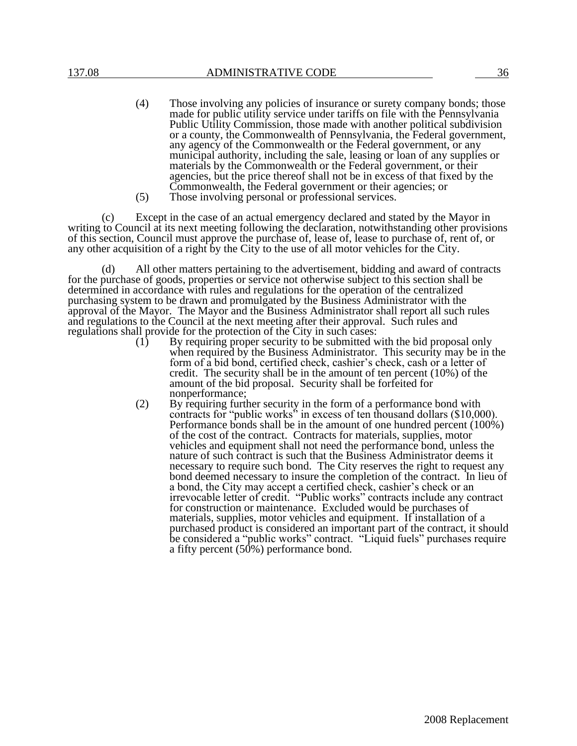(4) Those involving any policies of insurance or surety company bonds; those made for public utility service under tariffs on file with the Pennsylvania Public Utility Commission, those made with another political subdivision or a county, the Commonwealth of Pennsylvania, the Federal government, any agency of the Commonwealth or the Federal government, or any municipal authority, including the sale, leasing or loan of any supplies or materials by the Commonwealth or the Federal government, or their agencies, but the price thereof shall not be in excess of that fixed by the Commonwealth, the Federal government or their agencies; or

(5) Those involving personal or professional services.

(c) Except in the case of an actual emergency declared and stated by the Mayor in writing to Council at its next meeting following the declaration, notwithstanding other provisions of this section, Council must approve the purchase of, lease of, lease to purchase of, rent of, or any other acquisition of a right by the City to the use of all motor vehicles for the City.

(d) All other matters pertaining to the advertisement, bidding and award of contracts for the purchase of goods, properties or service not otherwise subject to this section shall be determined in accordance with rules and regulations for the operation of the centralized purchasing system to be drawn and promulgated by the Business Administrator with the approval of the Mayor. The Mayor and the Business Administrator shall report all such rules and regulations to the Council at the next meeting after their approval. Such rules and regulations shall provide for the protection of the City in such cases:

(1) By requiring proper security to be submitted with the bid proposal only when required by the Business Administrator. This security may be in the form of a bid bond, certified check, cashier's check, cash or a letter of credit. The security shall be in the amount of ten percent (10%) of the amount of the bid proposal. Security shall be forfeited for nonperformance;

(2) By requiring further security in the form of a performance bond with contracts for "public works" in excess of ten thousand dollars ($10,000). Performance bonds shall be in the amount of one hundred percent (100%) of the cost of the contract. Contracts for materials, supplies, motor vehicles and equipment shall not need the performance bond, unless the nature of such contract is such that the Business Administrator deems it necessary to require such bond. The City reserves the right to request any bond deemed necessary to insure the completion of the contract. In lieu of a bond, the City may accept a certified check, cashier's check or an irrevocable letter of credit. "Public works" contracts include any contract for construction or maintenance. Excluded would be purchases of materials, supplies, motor vehicles and equipment. If installation of a purchased product is considered an important part of the contract, it should be considered a "public works" contract. "Liquid fuels" purchases require a fifty percent (50%) performance bond.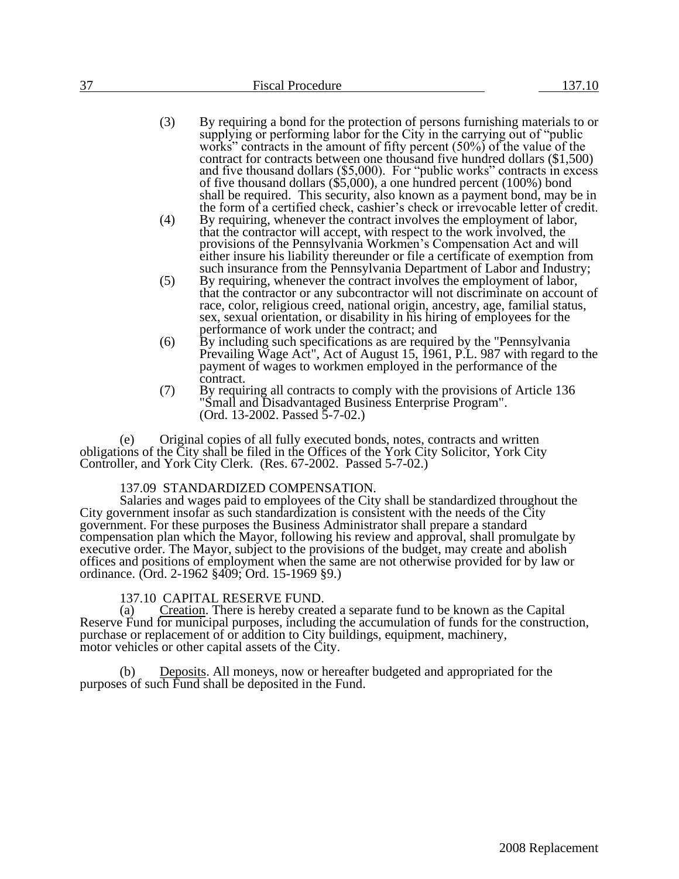(3) By requiring a bond for the protection of persons furnishing materials to or supplying or performing labor for the City in the carrying out of "public works" contracts in the amount of fifty percent (50%) of the value of the contract for contracts between one thousand five hundred dollars ($1,500) and five thousand dollars ($5,000). For "public works" contracts in excess of five thousand dollars ($5,000), a one hundred percent (100%) bond shall be required. This security, also known as a payment bond, may be in the form of a certified check, cashier's check or irrevocable letter of credit.

(4) By requiring, whenever the contract involves the employment of labor, that the contractor will accept, with respect to the work involved, the provisions of the Pennsylvania Workmen's Compensation Act and will either insure his liability thereunder or file a certificate of exemption from such insurance from the Pennsylvania Department of Labor and Industry;

(5) By requiring, whenever the contract involves the employment of labor, that the contractor or any subcontractor will not discriminate on account of race, color, religious creed, national origin, ancestry, age, familial status, sex, sexual orientation, or disability in his hiring of employees for the performance of work under the contract; and

(6) By including such specifications as are required by the "Pennsylvania Prevailing Wage Act", Act of August 15, 1961, P.L. 987 with regard to the payment of wages to workmen employed in the performance of the contract.

(7) By requiring all contracts to comply with the provisions of Article 136 "Small and Disadvantaged Business Enterprise Program". (Ord. 13-2002. Passed 5-7-02.)

(e) Original copies of all fully executed bonds, notes, contracts and written obligations of the City shall be filed in the Offices of the York City Solicitor, York City Controller, and York City Clerk. (Res. 67-2002. Passed 5-7-02.)

## 137.09 STANDARDIZED COMPENSATION.

Salaries and wages paid to employees of the City shall be standardized throughout the City government insofar as such standardization is consistent with the needs of the City government. For these purposes the Business Administrator shall prepare a standard compensation plan which the Mayor, following his review and approval, shall promulgate by executive order. The Mayor, subject to the provisions of the budget, may create and abolish offices and positions of employment when the same are not otherwise provided for by law or ordinance. (Ord. 2-1962 §409; Ord. 15-1969 §9.)

## 137.10 CAPITAL RESERVE FUND.

(a) Creation. There is hereby created a separate fund to be known as the Capital Reserve Fund for municipal purposes, including the accumulation of funds for the construction, purchase or replacement of or addition to City buildings, equipment, machinery, motor vehicles or other capital assets of the City.

(b) Deposits. All moneys, now or hereafter budgeted and appropriated for the purposes of such Fund shall be deposited in the Fund.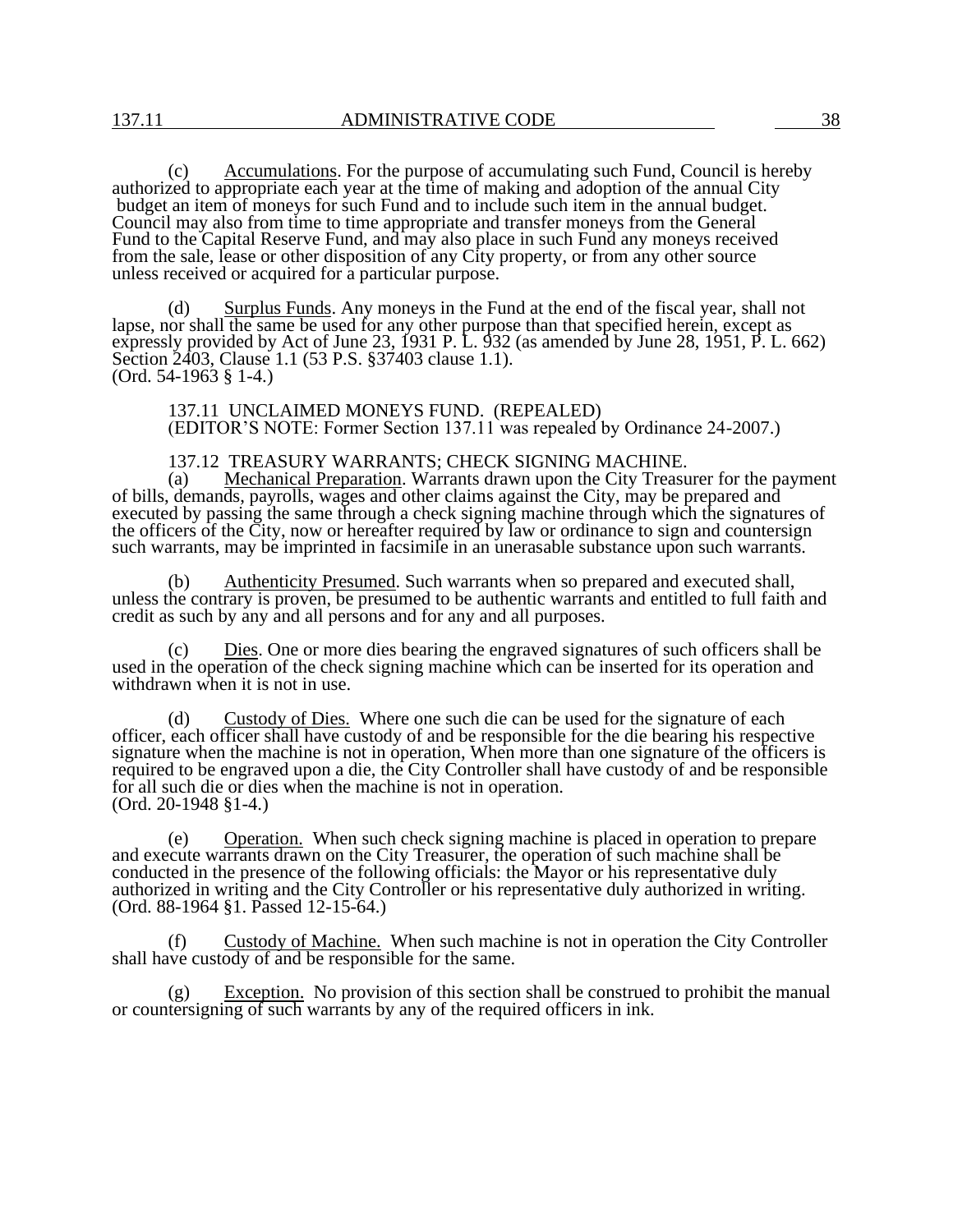(c) Accumulations. For the purpose of accumulating such Fund, Council is hereby authorized to appropriate each year at the time of making and adoption of the annual City budget an item of moneys for such Fund and to include such item in the annual budget. Council may also from time to time appropriate and transfer moneys from the General Fund to the Capital Reserve Fund, and may also place in such Fund any moneys received from the sale, lease or other disposition of any City property, or from any other source unless received or acquired for a particular purpose.

(d) Surplus Funds. Any moneys in the Fund at the end of the fiscal year, shall not lapse, nor shall the same be used for any other purpose than that specified herein, except as expressly provided by Act of June 23, 1931 P. L. 932 (as amended by June 28, 1951, P. L. 662) Section 2403, Clause 1.1 (53 P.S. §37403 clause 1.1).
(Ord. 54-1963 § 1-4.)

137.11 UNCLAIMED MONEYS FUND. (REPEALED)
(EDITOR'S NOTE: Former Section 137.11 was repealed by Ordinance 24-2007.)

137.12 TREASURY WARRANTS; CHECK SIGNING MACHINE.

(a) Mechanical Preparation. Warrants drawn upon the City Treasurer for the payment of bills, demands, payrolls, wages and other claims against the City, may be prepared and executed by passing the same through a check signing machine through which the signatures of the officers of the City, now or hereafter required by law or ordinance to sign and countersign such warrants, may be imprinted in facsimile in an unerasable substance upon such warrants.

(b) Authenticity Presumed. Such warrants when so prepared and executed shall, unless the contrary is proven, be presumed to be authentic warrants and entitled to full faith and credit as such by any and all persons and for any and all purposes.

(c) Dies. One or more dies bearing the engraved signatures of such officers shall be used in the operation of the check signing machine which can be inserted for its operation and withdrawn when it is not in use.

(d) Custody of Dies. Where one such die can be used for the signature of each officer, each officer shall have custody of and be responsible for the die bearing his respective signature when the machine is not in operation, When more than one signature of the officers is required to be engraved upon a die, the City Controller shall have custody of and be responsible for all such die or dies when the machine is not in operation.
(Ord. 20-1948 §1-4.)

(e) Operation. When such check signing machine is placed in operation to prepare and execute warrants drawn on the City Treasurer, the operation of such machine shall be conducted in the presence of the following officials: the Mayor or his representative duly authorized in writing and the City Controller or his representative duly authorized in writing.
(Ord. 88-1964 §1. Passed 12-15-64.)

(f) Custody of Machine. When such machine is not in operation the City Controller shall have custody of and be responsible for the same.

(g) Exception. No provision of this section shall be construed to prohibit the manual or countersigning of such warrants by any of the required officers in ink.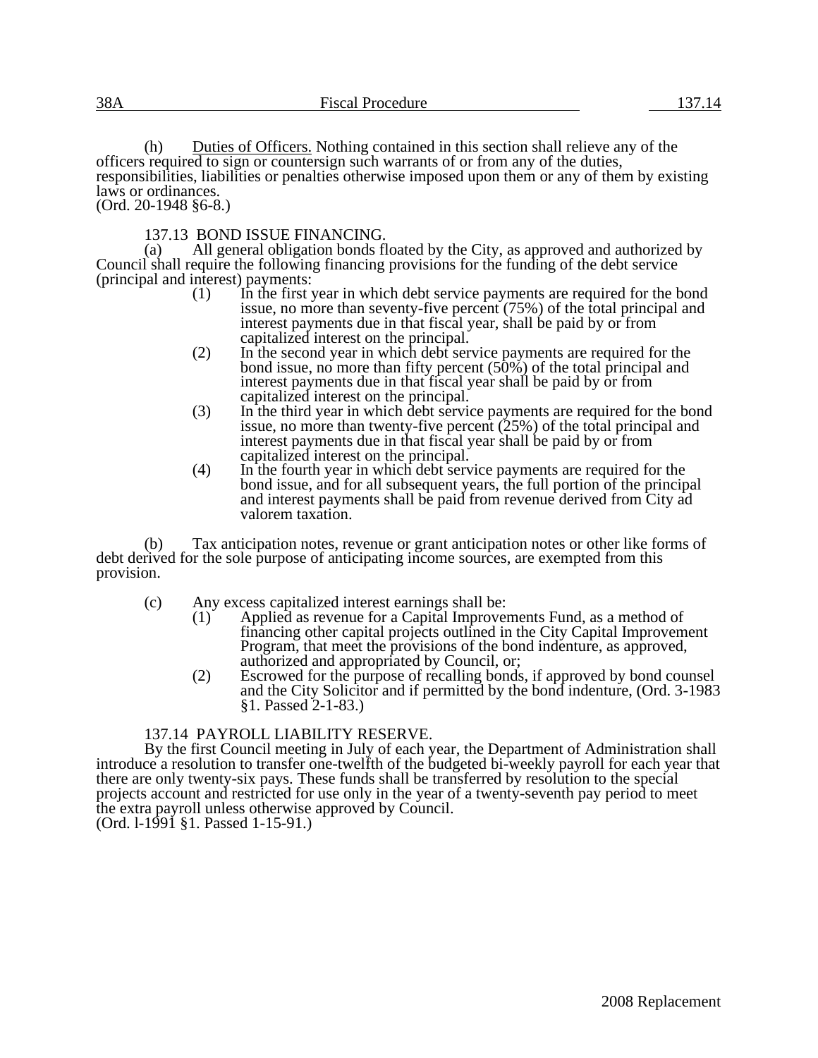(h) Duties of Officers. Nothing contained in this section shall relieve any of the officers required to sign or countersign such warrants of or from any of the duties, responsibilities, liabilities or penalties otherwise imposed upon them or any of them by existing laws or ordinances.
(Ord. 20-1948 §6-8.)

137.13 BOND ISSUE FINANCING.

(a) All general obligation bonds floated by the City, as approved and authorized by Council shall require the following financing provisions for the funding of the debt service (principal and interest) payments:

(1) In the first year in which debt service payments are required for the bond issue, no more than seventy-five percent (75%) of the total principal and interest payments due in that fiscal year, shall be paid by or from capitalized interest on the principal.

(2) In the second year in which debt service payments are required for the bond issue, no more than fifty percent (50%) of the total principal and interest payments due in that fiscal year shall be paid by or from capitalized interest on the principal.

(3) In the third year in which debt service payments are required for the bond issue, no more than twenty-five percent (25%) of the total principal and interest payments due in that fiscal year shall be paid by or from capitalized interest on the principal.

(4) In the fourth year in which debt service payments are required for the bond issue, and for all subsequent years, the full portion of the principal and interest payments shall be paid from revenue derived from City ad valorem taxation.

(b) Tax anticipation notes, revenue or grant anticipation notes or other like forms of debt derived for the sole purpose of anticipating income sources, are exempted from this provision.

(c) Any excess capitalized interest earnings shall be:

(1) Applied as revenue for a Capital Improvements Fund, as a method of financing other capital projects outlined in the City Capital Improvement Program, that meet the provisions of the bond indenture, as approved, authorized and appropriated by Council, or;

(2) Escrowed for the purpose of recalling bonds, if approved by bond counsel and the City Solicitor and if permitted by the bond indenture, (Ord. 3-1983 §1. Passed 2-1-83.)

137.14 PAYROLL LIABILITY RESERVE.

By the first Council meeting in July of each year, the Department of Administration shall introduce a resolution to transfer one-twelfth of the budgeted bi-weekly payroll for each year that there are only twenty-six pays. These funds shall be transferred by resolution to the special projects account and restricted for use only in the year of a twenty-seventh pay period to meet the extra payroll unless otherwise approved by Council.
(Ord. l-1991 §1. Passed 1-15-91.)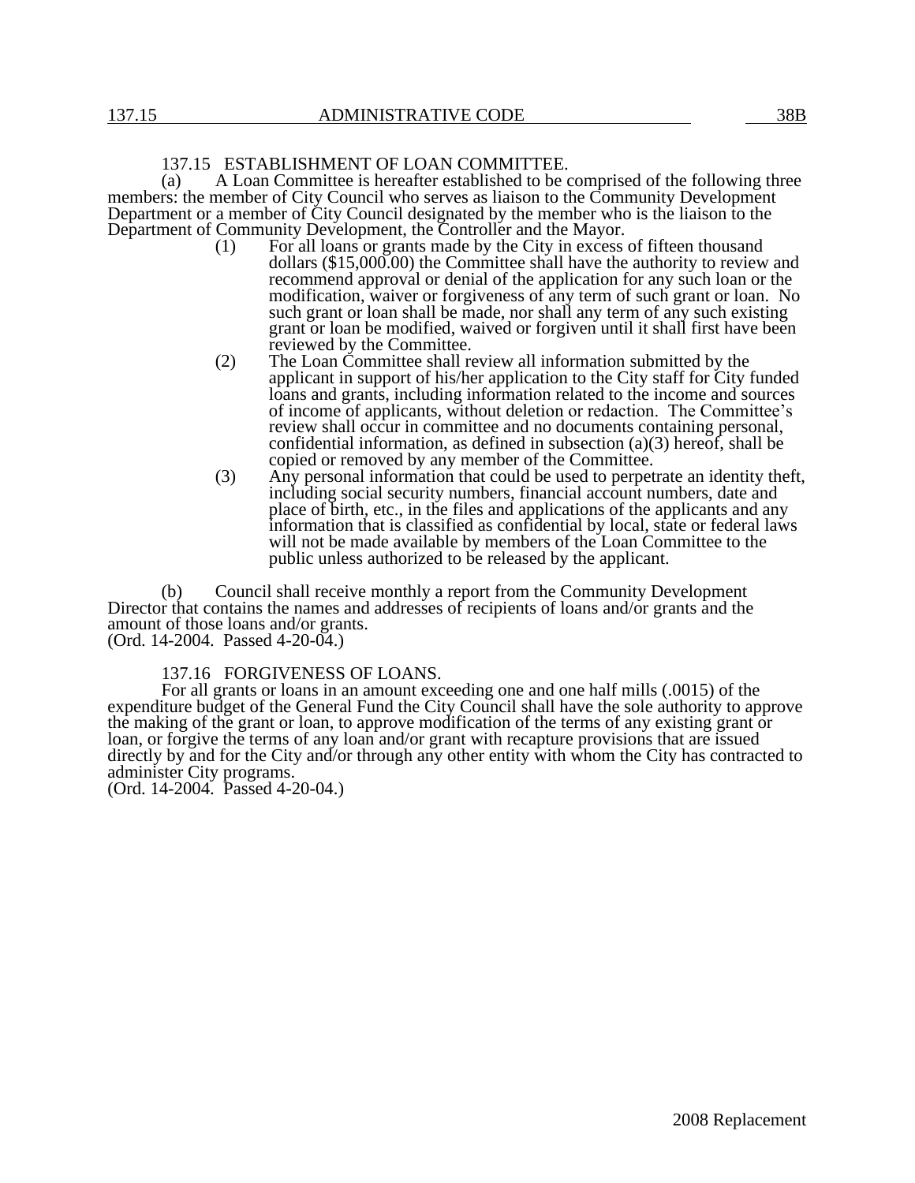### 137.15 ESTABLISHMENT OF LOAN COMMITTEE.

(a) A Loan Committee is hereafter established to be comprised of the following three members: the member of City Council who serves as liaison to the Community Development Department or a member of City Council designated by the member who is the liaison to the Department of Community Development, the Controller and the Mayor.

(1) For all loans or grants made by the City in excess of fifteen thousand dollars ($15,000.00) the Committee shall have the authority to review and recommend approval or denial of the application for any such loan or the modification, waiver or forgiveness of any term of such grant or loan. No such grant or loan shall be made, nor shall any term of any such existing grant or loan be modified, waived or forgiven until it shall first have been reviewed by the Committee.

(2) The Loan Committee shall review all information submitted by the applicant in support of his/her application to the City staff for City funded loans and grants, including information related to the income and sources of income of applicants, without deletion or redaction. The Committee's review shall occur in committee and no documents containing personal, confidential information, as defined in subsection (a)(3) hereof, shall be copied or removed by any member of the Committee.

(3) Any personal information that could be used to perpetrate an identity theft, including social security numbers, financial account numbers, date and place of birth, etc., in the files and applications of the applicants and any information that is classified as confidential by local, state or federal laws will not be made available by members of the Loan Committee to the public unless authorized to be released by the applicant.

(b) Council shall receive monthly a report from the Community Development Director that contains the names and addresses of recipients of loans and/or grants and the amount of those loans and/or grants.
(Ord. 14-2004. Passed 4-20-04.)

### 137.16 FORGIVENESS OF LOANS.

For all grants or loans in an amount exceeding one and one half mills (.0015) of the expenditure budget of the General Fund the City Council shall have the sole authority to approve the making of the grant or loan, to approve modification of the terms of any existing grant or loan, or forgive the terms of any loan and/or grant with recapture provisions that are issued directly by and for the City and/or through any other entity with whom the City has contracted to administer City programs.
(Ord. 14-2004. Passed 4-20-04.)